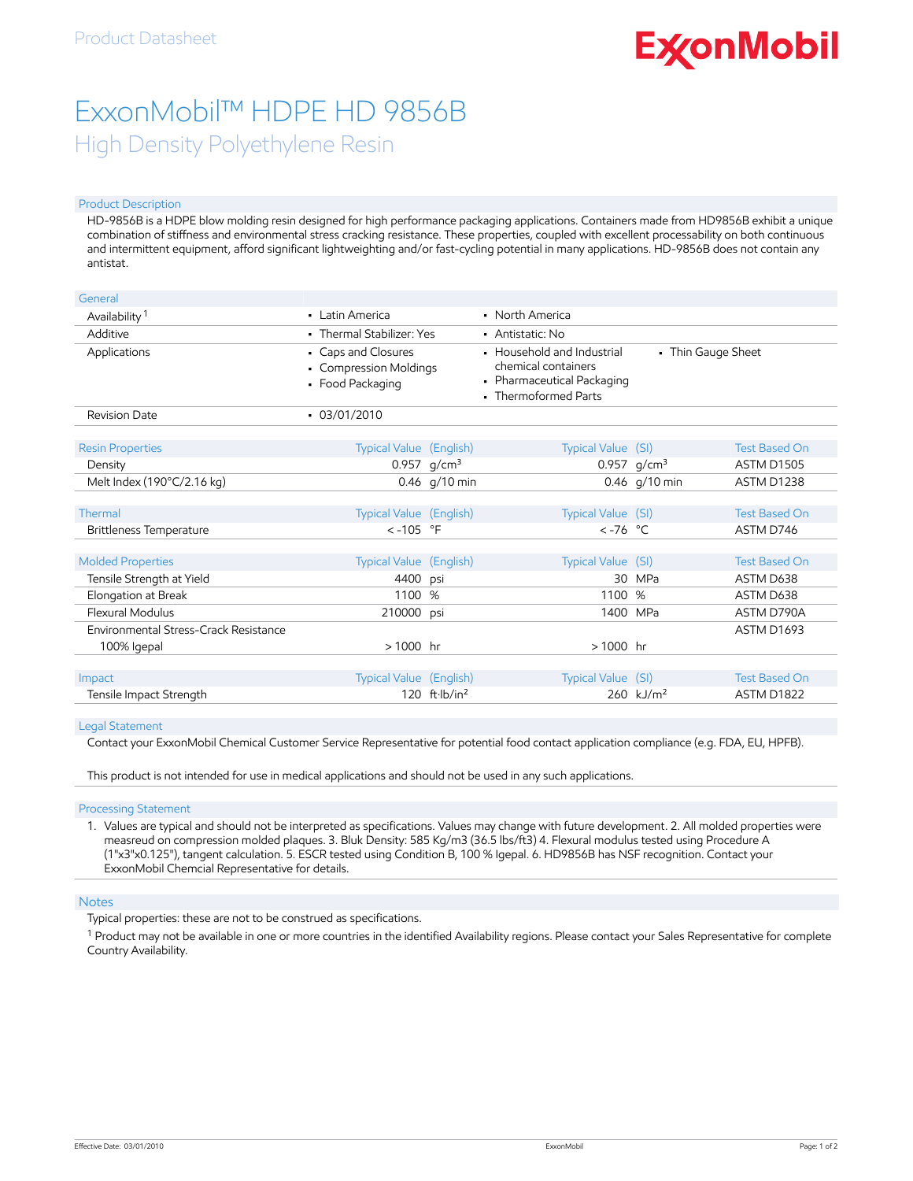Product Datasheet

# ExxonMobil™ HDPE HD 9856B

## High Density Polyethylene Resin

### Product Description

HD-9856B is a HDPE blow molding resin designed for high performance packaging applications. Containers made from HD9856B exhibit a unique combination of stiffness and environmental stress cracking resistance. These properties, coupled with excellent processability on both continuous and intermittent equipment, afford significant lightweighting and/or fast-cycling potential in many applications. HD-9856B does not contain any antistat.

| General | | | |
|---|---|---|---|
| Availability [1] | • Latin America | • North America | |
| Additive | • Thermal Stabilizer: Yes | • Antistatic: No | |
| Applications | • Caps and Closures<br>• Compression Moldings<br>• Food Packaging | • Household and Industrial chemical containers<br>• Pharmaceutical Packaging<br>• Thermoformed Parts | • Thin Gauge Sheet |
| Revision Date | • 03/01/2010 | | |

| Resin Properties | Typical Value (English) | Typical Value (SI) | Test Based On |
|---|---|---|---|
| Density | 0.957 g/cm³ | 0.957 g/cm³ | ASTM D1505 |
| Melt Index (190°C/2.16 kg) | 0.46 g/10 min | 0.46 g/10 min | ASTM D1238 |

| Thermal | Typical Value (English) | Typical Value (SI) | Test Based On |
|---|---|---|---|
| Brittleness Temperature | < -105 °F | < -76 °C | ASTM D746 |

| Molded Properties | Typical Value (English) | Typical Value (SI) | Test Based On |
|---|---|---|---|
| Tensile Strength at Yield | 4400 psi | 30 MPa | ASTM D638 |
| Elongation at Break | 1100 % | 1100 % | ASTM D638 |
| Flexural Modulus | 210000 psi | 1400 MPa | ASTM D790A |
| Environmental Stress-Crack Resistance | | | ASTM D1693 |
| 100% Igepal | > 1000 hr | > 1000 hr | |

| Impact | Typical Value (English) | Typical Value (SI) | Test Based On |
|---|---|---|---|
| Tensile Impact Strength | 120 ft·lb/in² | 260 kJ/m² | ASTM D1822 |

### Legal Statement

Contact your ExxonMobil Chemical Customer Service Representative for potential food contact application compliance (e.g. FDA, EU, HPFB).

This product is not intended for use in medical applications and should not be used in any such applications.

### Processing Statement

1. Values are typical and should not be interpreted as specifications. Values may change with future development. 2. All molded properties were measreud on compression molded plaques. 3. Bluk Density: 585 Kg/m3 (36.5 lbs/ft3) 4. Flexural modulus tested using Procedure A (1"x3"x0.125"), tangent calculation. 5. ESCR tested using Condition B, 100 % Igepal. 6. HD9856B has NSF recognition. Contact your ExxonMobil Chemcial Representative for details.

### Notes

Typical properties: these are not to be construed as specifications.

[1] Product may not be available in one or more countries in the identified Availability regions. Please contact your Sales Representative for complete Country Availability.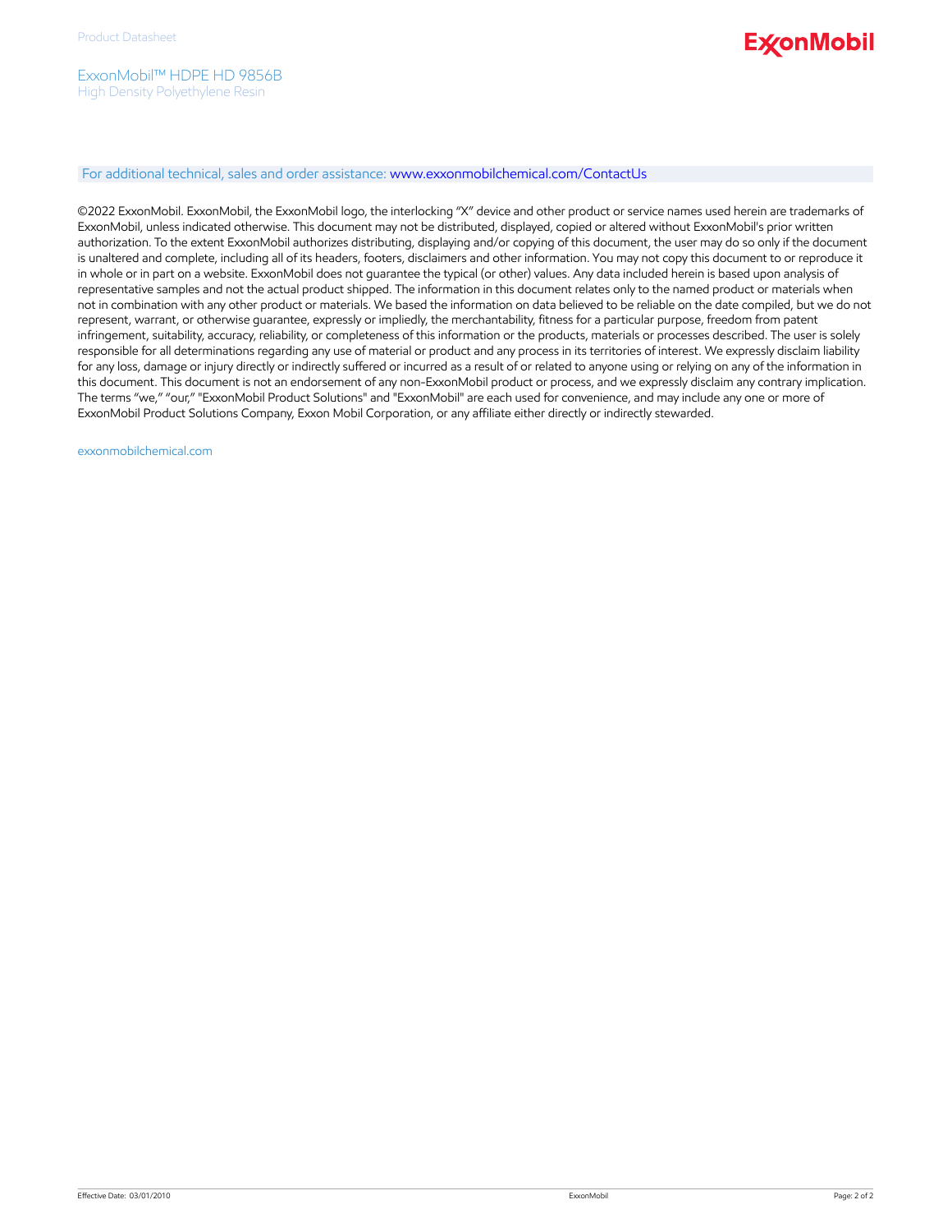For additional technical, sales and order assistance: www.exxonmobilchemical.com/ContactUs

©2022 ExxonMobil. ExxonMobil, the ExxonMobil logo, the interlocking "X" device and other product or service names used herein are trademarks of ExxonMobil, unless indicated otherwise. This document may not be distributed, displayed, copied or altered without ExxonMobil's prior written authorization. To the extent ExxonMobil authorizes distributing, displaying and/or copying of this document, the user may do so only if the document is unaltered and complete, including all of its headers, footers, disclaimers and other information. You may not copy this document to or reproduce it in whole or in part on a website. ExxonMobil does not guarantee the typical (or other) values. Any data included herein is based upon analysis of representative samples and not the actual product shipped. The information in this document relates only to the named product or materials when not in combination with any other product or materials. We based the information on data believed to be reliable on the date compiled, but we do not represent, warrant, or otherwise guarantee, expressly or impliedly, the merchantability, fitness for a particular purpose, freedom from patent infringement, suitability, accuracy, reliability, or completeness of this information or the products, materials or processes described. The user is solely responsible for all determinations regarding any use of material or product and any process in its territories of interest. We expressly disclaim liability for any loss, damage or injury directly or indirectly suffered or incurred as a result of or related to anyone using or relying on any of the information in this document. This document is not an endorsement of any non-ExxonMobil product or process, and we expressly disclaim any contrary implication. The terms "we," "our," "ExxonMobil Product Solutions" and "ExxonMobil" are each used for convenience, and may include any one or more of ExxonMobil Product Solutions Company, Exxon Mobil Corporation, or any affiliate either directly or indirectly stewarded.

exxonmobilchemical.com